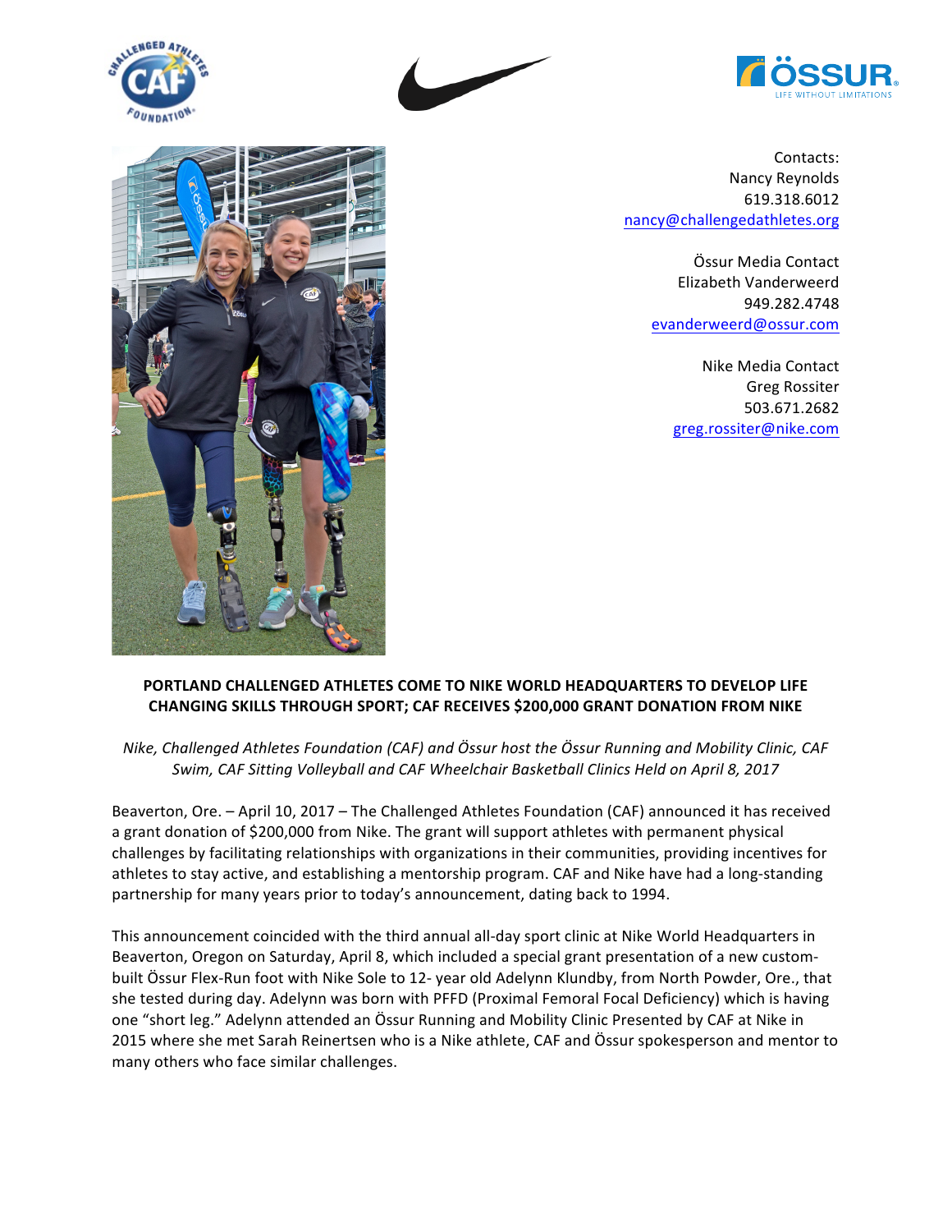Contacts:
Nancy Reynolds
619.318.6012
nancy@challengedathletes.org

Össur Media Contact
Elizabeth Vanderweerd
949.282.4748
evanderweerd@ossur.com

Nike Media Contact
Greg Rossiter
503.671.2682
greg.rossiter@nike.com

**PORTLAND CHALLENGED ATHLETES COME TO NIKE WORLD HEADQUARTERS TO DEVELOP LIFE CHANGING SKILLS THROUGH SPORT; CAF RECEIVES $200,000 GRANT DONATION FROM NIKE**

*Nike, Challenged Athletes Foundation (CAF) and Össur host the Össur Running and Mobility Clinic, CAF Swim, CAF Sitting Volleyball and CAF Wheelchair Basketball Clinics Held on April 8, 2017*

Beaverton, Ore. – April 10, 2017 – The Challenged Athletes Foundation (CAF) announced it has received a grant donation of $200,000 from Nike. The grant will support athletes with permanent physical challenges by facilitating relationships with organizations in their communities, providing incentives for athletes to stay active, and establishing a mentorship program. CAF and Nike have had a long-standing partnership for many years prior to today's announcement, dating back to 1994.

This announcement coincided with the third annual all-day sport clinic at Nike World Headquarters in Beaverton, Oregon on Saturday, April 8, which included a special grant presentation of a new custom-built Össur Flex-Run foot with Nike Sole to 12- year old Adelynn Klundby, from North Powder, Ore., that she tested during day. Adelynn was born with PFFD (Proximal Femoral Focal Deficiency) which is having one "short leg." Adelynn attended an Össur Running and Mobility Clinic Presented by CAF at Nike in 2015 where she met Sarah Reinertsen who is a Nike athlete, CAF and Össur spokesperson and mentor to many others who face similar challenges.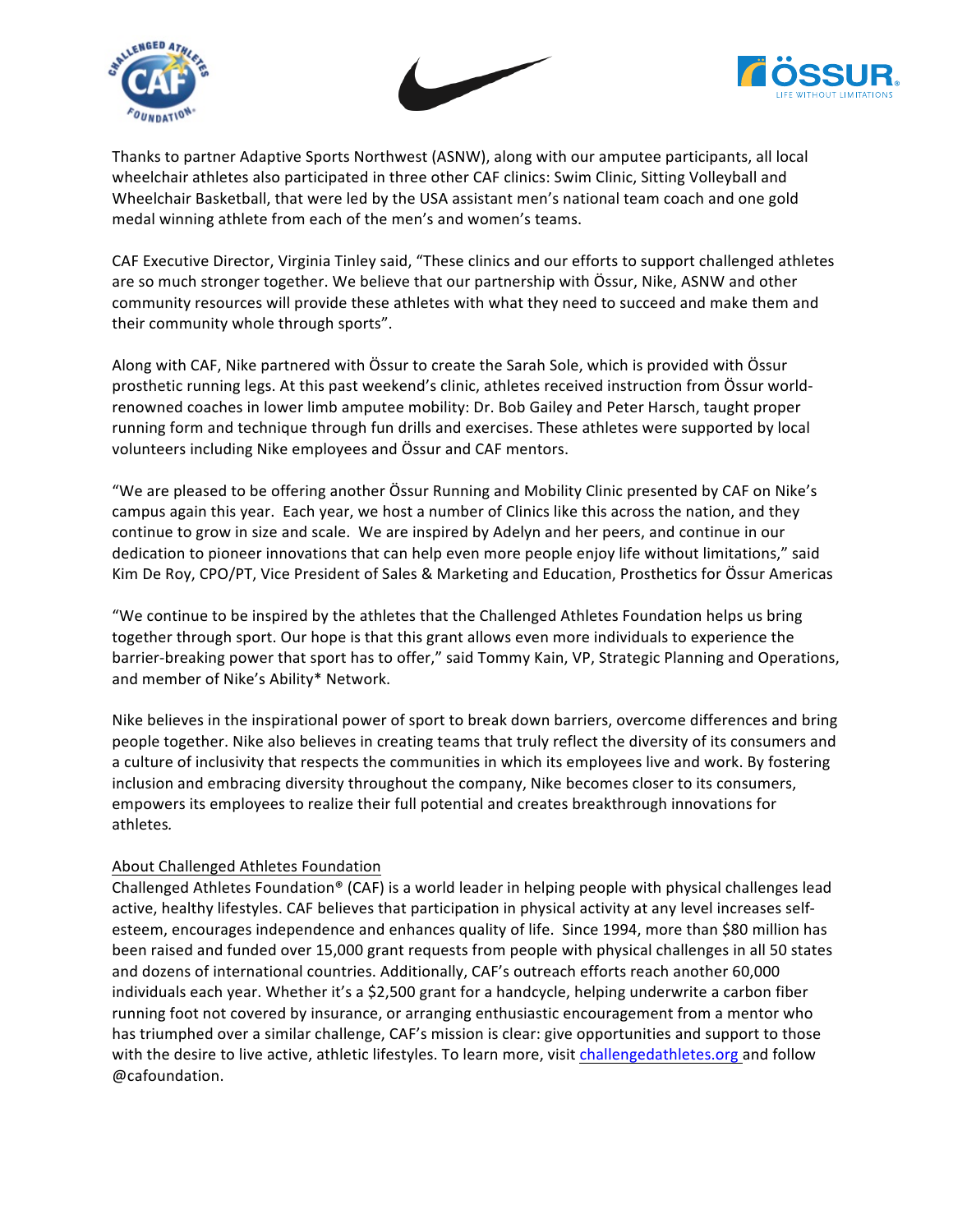Thanks to partner Adaptive Sports Northwest (ASNW), along with our amputee participants, all local wheelchair athletes also participated in three other CAF clinics: Swim Clinic, Sitting Volleyball and Wheelchair Basketball, that were led by the USA assistant men's national team coach and one gold medal winning athlete from each of the men's and women's teams.

CAF Executive Director, Virginia Tinley said, "These clinics and our efforts to support challenged athletes are so much stronger together. We believe that our partnership with Össur, Nike, ASNW and other community resources will provide these athletes with what they need to succeed and make them and their community whole through sports".

Along with CAF, Nike partnered with Össur to create the Sarah Sole, which is provided with Össur prosthetic running legs. At this past weekend's clinic, athletes received instruction from Össur world-renowned coaches in lower limb amputee mobility: Dr. Bob Gailey and Peter Harsch, taught proper running form and technique through fun drills and exercises. These athletes were supported by local volunteers including Nike employees and Össur and CAF mentors.

"We are pleased to be offering another Össur Running and Mobility Clinic presented by CAF on Nike's campus again this year. Each year, we host a number of Clinics like this across the nation, and they continue to grow in size and scale. We are inspired by Adelyn and her peers, and continue in our dedication to pioneer innovations that can help even more people enjoy life without limitations," said Kim De Roy, CPO/PT, Vice President of Sales & Marketing and Education, Prosthetics for Össur Americas

"We continue to be inspired by the athletes that the Challenged Athletes Foundation helps us bring together through sport. Our hope is that this grant allows even more individuals to experience the barrier-breaking power that sport has to offer," said Tommy Kain, VP, Strategic Planning and Operations, and member of Nike's Ability* Network.

Nike believes in the inspirational power of sport to break down barriers, overcome differences and bring people together. Nike also believes in creating teams that truly reflect the diversity of its consumers and a culture of inclusivity that respects the communities in which its employees live and work. By fostering inclusion and embracing diversity throughout the company, Nike becomes closer to its consumers, empowers its employees to realize their full potential and creates breakthrough innovations for athletes.

About Challenged Athletes Foundation

Challenged Athletes Foundation® (CAF) is a world leader in helping people with physical challenges lead active, healthy lifestyles. CAF believes that participation in physical activity at any level increases self-esteem, encourages independence and enhances quality of life. Since 1994, more than $80 million has been raised and funded over 15,000 grant requests from people with physical challenges in all 50 states and dozens of international countries. Additionally, CAF's outreach efforts reach another 60,000 individuals each year. Whether it's a $2,500 grant for a handcycle, helping underwrite a carbon fiber running foot not covered by insurance, or arranging enthusiastic encouragement from a mentor who has triumphed over a similar challenge, CAF's mission is clear: give opportunities and support to those with the desire to live active, athletic lifestyles. To learn more, visit challengedathletes.org and follow @cafoundation.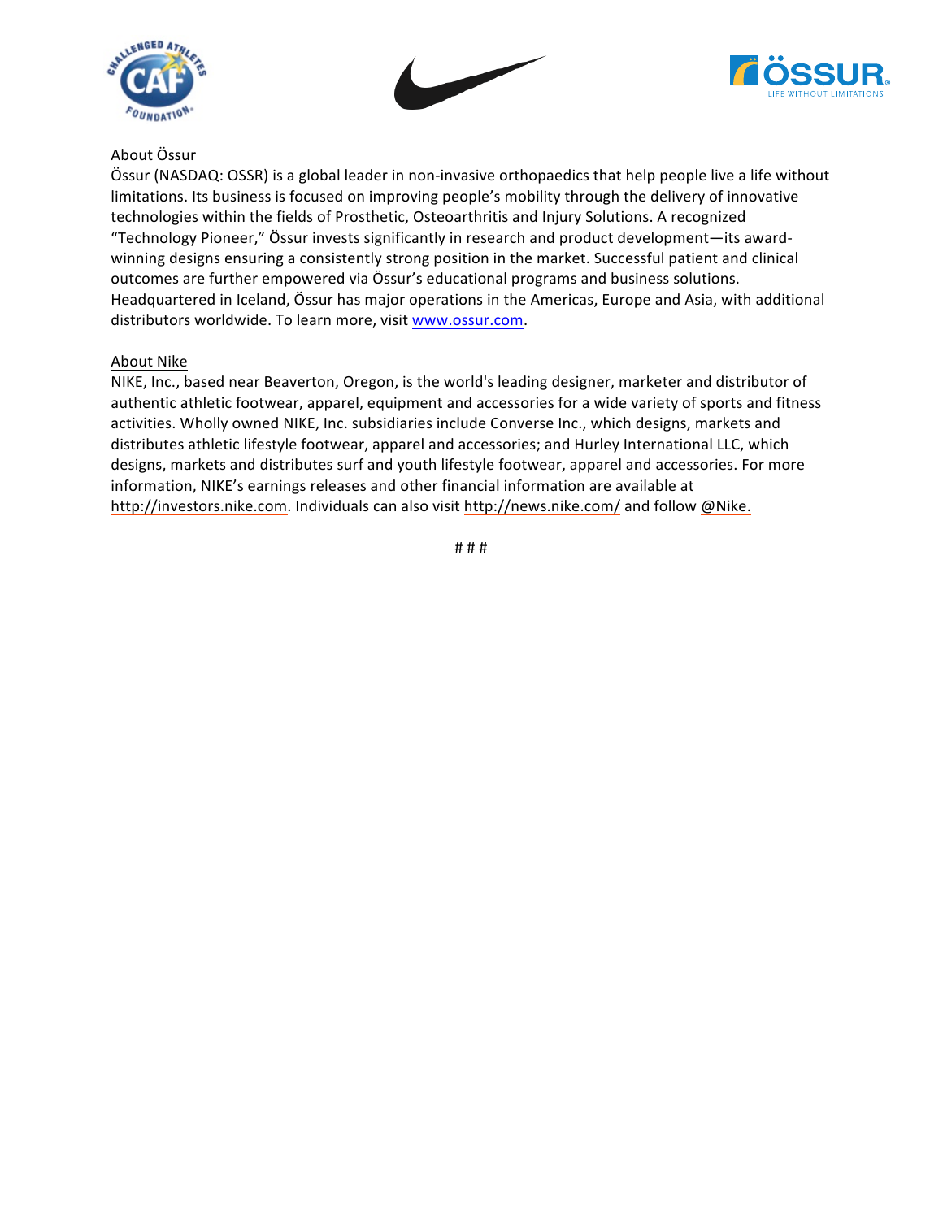About Össur

Össur (NASDAQ: OSSR) is a global leader in non-invasive orthopaedics that help people live a life without limitations. Its business is focused on improving people's mobility through the delivery of innovative technologies within the fields of Prosthetic, Osteoarthritis and Injury Solutions. A recognized "Technology Pioneer," Össur invests significantly in research and product development—its award-winning designs ensuring a consistently strong position in the market. Successful patient and clinical outcomes are further empowered via Össur's educational programs and business solutions. Headquartered in Iceland, Össur has major operations in the Americas, Europe and Asia, with additional distributors worldwide. To learn more, visit www.ossur.com.

About Nike

NIKE, Inc., based near Beaverton, Oregon, is the world's leading designer, marketer and distributor of authentic athletic footwear, apparel, equipment and accessories for a wide variety of sports and fitness activities. Wholly owned NIKE, Inc. subsidiaries include Converse Inc., which designs, markets and distributes athletic lifestyle footwear, apparel and accessories; and Hurley International LLC, which designs, markets and distributes surf and youth lifestyle footwear, apparel and accessories. For more information, NIKE's earnings releases and other financial information are available at http://investors.nike.com. Individuals can also visit http://news.nike.com/ and follow @Nike.

# # #